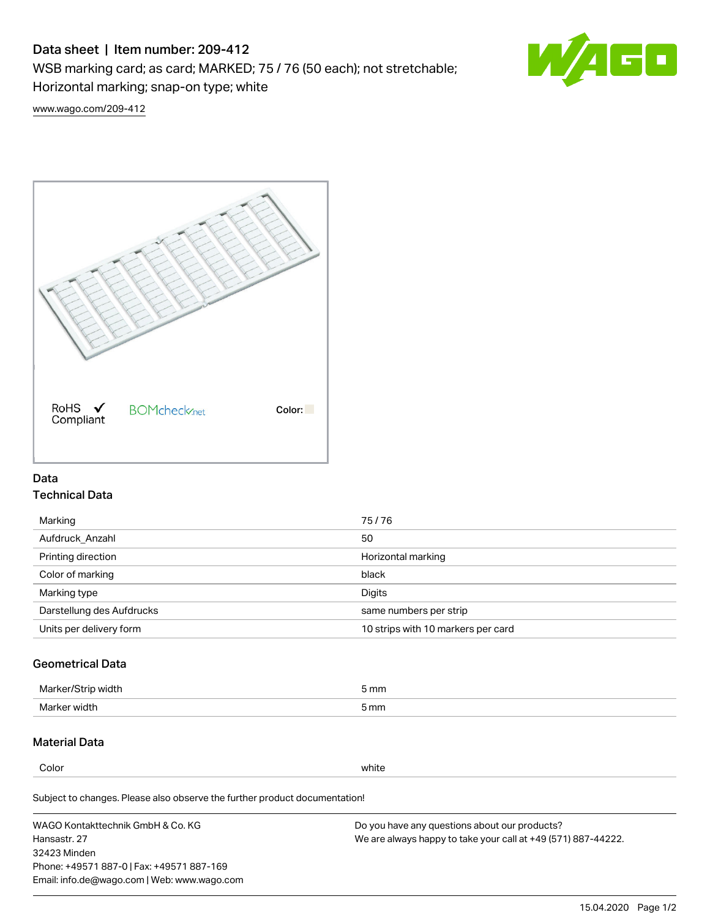# Data sheet | Item number: 209-412

WSB marking card; as card; MARKED; 75 / 76 (50 each); not stretchable; Horizontal marking; snap-on type; white

www.wago.com/209-412

RoHS Compliant ✓ BOMcheck.net Color:

## Data

### Technical Data

| | |
|---|---|
| Marking | 75 / 76 |
| Aufdruck_Anzahl | 50 |
| Printing direction | Horizontal marking |
| Color of marking | black |
| Marking type | Digits |
| Darstellung des Aufdrucks | same numbers per strip |
| Units per delivery form | 10 strips with 10 markers per card |

### Geometrical Data

| | |
|---|---|
| Marker/Strip width | 5 mm |
| Marker width | 5 mm |

### Material Data

| | |
|---|---|
| Color | white |

Subject to changes. Please also observe the further product documentation!

WAGO Kontakttechnik GmbH & Co. KG
Hansastr. 27
32423 Minden
Phone: +49571 887-0 | Fax: +49571 887-169
Email: info.de@wago.com | Web: www.wago.com

Do you have any questions about our products?
We are always happy to take your call at +49 (571) 887-44222.

15.04.2020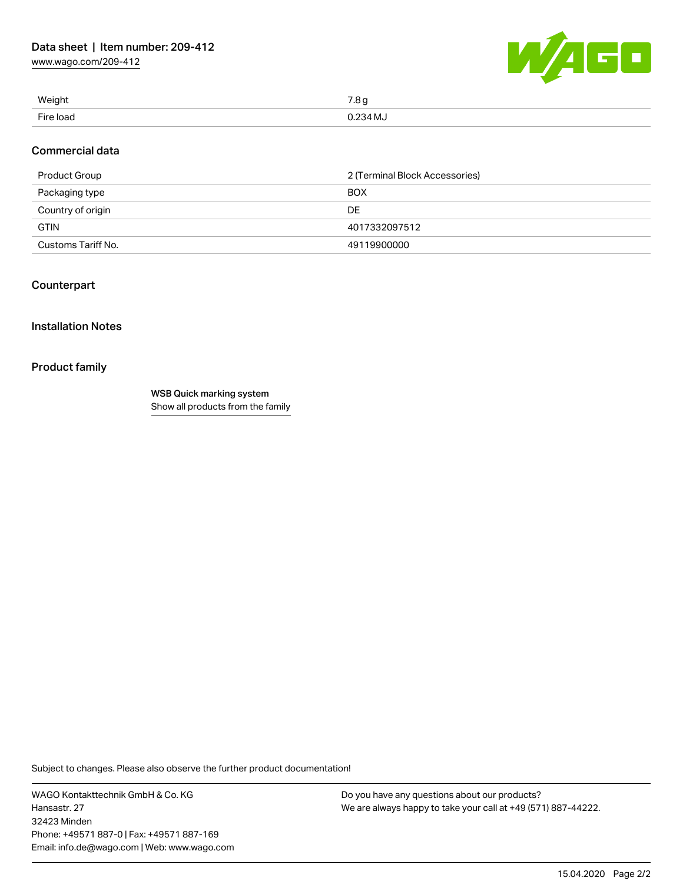| | |
|---|---|
| Weight | 7.8 g |
| Fire load | 0.234 MJ |

## Commercial data

| | |
|---|---|
| Product Group | 2 (Terminal Block Accessories) |
| Packaging type | BOX |
| Country of origin | DE |
| GTIN | 4017332097512 |
| Customs Tariff No. | 49119900000 |

## Counterpart

## Installation Notes

## Product family

**WSB Quick marking system**
Show all products from the family

Subject to changes. Please also observe the further product documentation!

WAGO Kontakttechnik GmbH & Co. KG
Hansastr. 27
32423 Minden
Phone: +49571 887-0 | Fax: +49571 887-169
Email: info.de@wago.com | Web: www.wago.com

Do you have any questions about our products?
We are always happy to take your call at +49 (571) 887-44222.